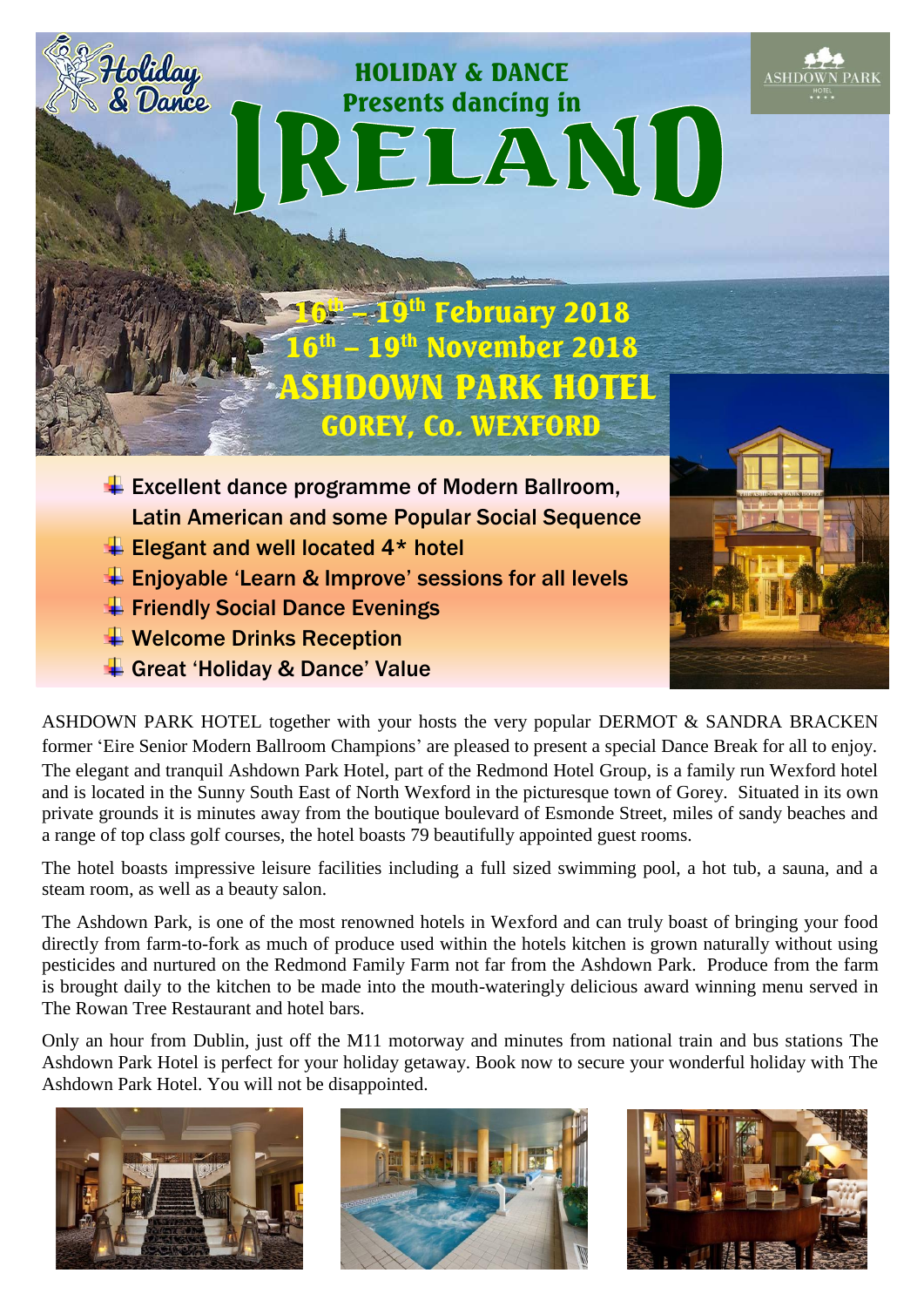Holiday & Dance

ASHDOWN PARK HOTEL

# HOLIDAY & DANCE Presents dancing in IRELAND

## 16th – 19th February 2018
## 16th – 19th November 2018
## ASHDOWN PARK HOTEL
### GOREY, Co. WEXFORD

- Excellent dance programme of Modern Ballroom, Latin American and some Popular Social Sequence
- Elegant and well located 4* hotel
- Enjoyable 'Learn & Improve' sessions for all levels
- Friendly Social Dance Evenings
- Welcome Drinks Reception
- Great 'Holiday & Dance' Value

ASHDOWN PARK HOTEL together with your hosts the very popular DERMOT & SANDRA BRACKEN former 'Eire Senior Modern Ballroom Champions' are pleased to present a special Dance Break for all to enjoy. The elegant and tranquil Ashdown Park Hotel, part of the Redmond Hotel Group, is a family run Wexford hotel and is located in the Sunny South East of North Wexford in the picturesque town of Gorey. Situated in its own private grounds it is minutes away from the boutique boulevard of Esmonde Street, miles of sandy beaches and a range of top class golf courses, the hotel boasts 79 beautifully appointed guest rooms.

The hotel boasts impressive leisure facilities including a full sized swimming pool, a hot tub, a sauna, and a steam room, as well as a beauty salon.

The Ashdown Park, is one of the most renowned hotels in Wexford and can truly boast of bringing your food directly from farm-to-fork as much of produce used within the hotels kitchen is grown naturally without using pesticides and nurtured on the Redmond Family Farm not far from the Ashdown Park. Produce from the farm is brought daily to the kitchen to be made into the mouth-wateringly delicious award winning menu served in The Rowan Tree Restaurant and hotel bars.

Only an hour from Dublin, just off the M11 motorway and minutes from national train and bus stations The Ashdown Park Hotel is perfect for your holiday getaway. Book now to secure your wonderful holiday with The Ashdown Park Hotel. You will not be disappointed.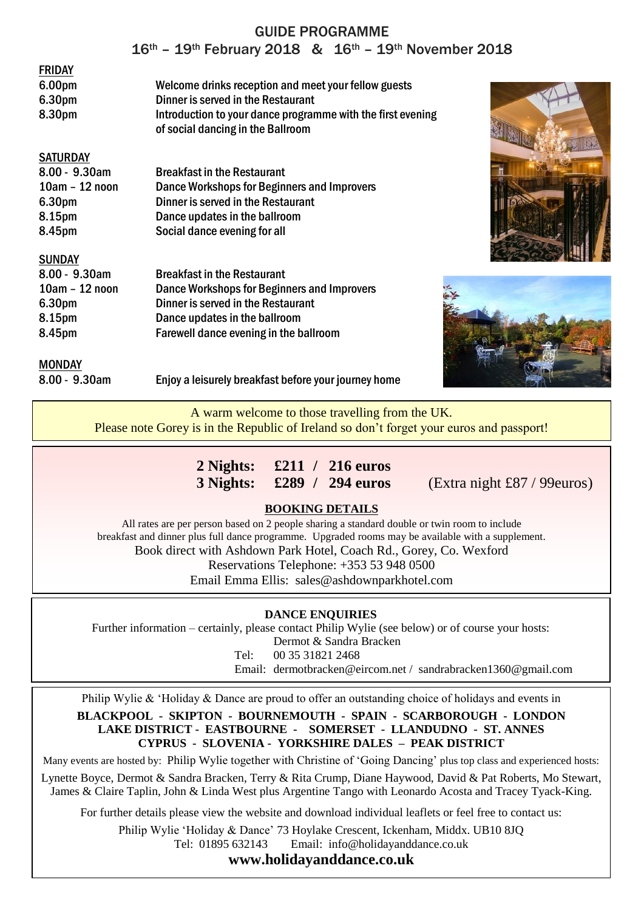# GUIDE PROGRAMME

## 16th – 19th February 2018 & 16th – 19th November 2018

**FRIDAY**

| | |
|---|---|
| 6.00pm | Welcome drinks reception and meet your fellow guests |
| 6.30pm | Dinner is served in the Restaurant |
| 8.30pm | Introduction to your dance programme with the first evening of social dancing in the Ballroom |

**SATURDAY**

| | |
|---|---|
| 8.00 - 9.30am | Breakfast in the Restaurant |
| 10am – 12 noon | Dance Workshops for Beginners and Improvers |
| 6.30pm | Dinner is served in the Restaurant |
| 8.15pm | Dance updates in the ballroom |
| 8.45pm | Social dance evening for all |

**SUNDAY**

| | |
|---|---|
| 8.00 - 9.30am | Breakfast in the Restaurant |
| 10am – 12 noon | Dance Workshops for Beginners and Improvers |
| 6.30pm | Dinner is served in the Restaurant |
| 8.15pm | Dance updates in the ballroom |
| 8.45pm | Farewell dance evening in the ballroom |

**MONDAY**

| | |
|---|---|
| 8.00 - 9.30am | Enjoy a leisurely breakfast before your journey home |

A warm welcome to those travelling from the UK.
Please note Gorey is in the Republic of Ireland so don't forget your euros and passport!

**2 Nights: £211 / 216 euros**
**3 Nights: £289 / 294 euros** (Extra night £87 / 99euros)

**BOOKING DETAILS**

All rates are per person based on 2 people sharing a standard double or twin room to include breakfast and dinner plus full dance programme. Upgraded rooms may be available with a supplement.
Book direct with Ashdown Park Hotel, Coach Rd., Gorey, Co. Wexford
Reservations Telephone: +353 53 948 0500
Email Emma Ellis: sales@ashdownparkhotel.com

**DANCE ENQUIRIES**

Further information – certainly, please contact Philip Wylie (see below) or of course your hosts:
Dermot & Sandra Bracken
Tel: 00 35 31821 2468
Email: dermotbracken@eircom.net / sandrabracken1360@gmail.com

Philip Wylie & 'Holiday & Dance are proud to offer an outstanding choice of holidays and events in

**BLACKPOOL - SKIPTON - BOURNEMOUTH - SPAIN - SCARBOROUGH - LONDON
LAKE DISTRICT - EASTBOURNE - SOMERSET - LLANDUDNO - ST. ANNES
CYPRUS - SLOVENIA - YORKSHIRE DALES – PEAK DISTRICT**

Many events are hosted by: Philip Wylie together with Christine of 'Going Dancing' plus top class and experienced hosts:
Lynette Boyce, Dermot & Sandra Bracken, Terry & Rita Crump, Diane Haywood, David & Pat Roberts, Mo Stewart, James & Claire Taplin, John & Linda West plus Argentine Tango with Leonardo Acosta and Tracey Tyack-King.

For further details please view the website and download individual leaflets or feel free to contact us:

Philip Wylie 'Holiday & Dance' 73 Hoylake Crescent, Ickenham, Middx. UB10 8JQ
Tel: 01895 632143 Email: info@holidayanddance.co.uk

**www.holidayanddance.co.uk**